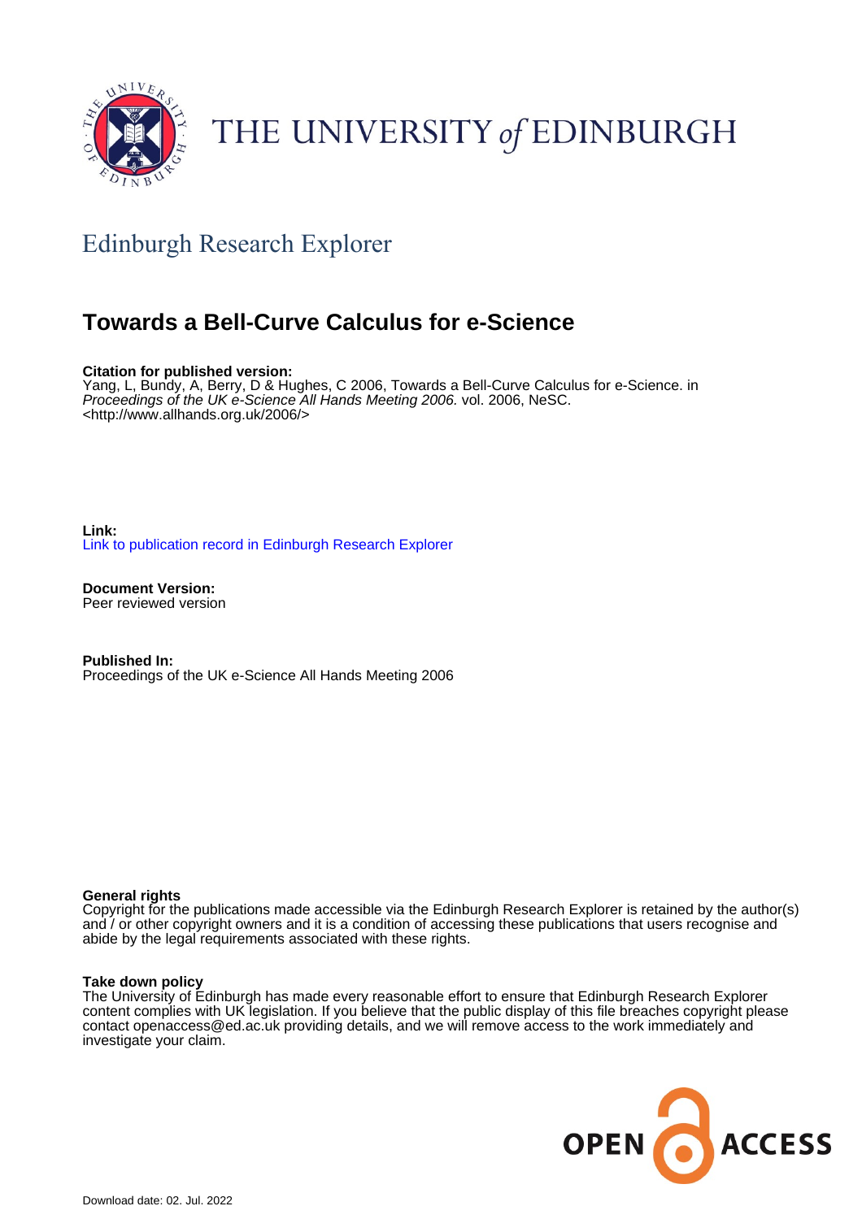THE UNIVERSITY of EDINBURGH

## Edinburgh Research Explorer

# Towards a Bell-Curve Calculus for e-Science

**Citation for published version:**
Yang, L, Bundy, A, Berry, D & Hughes, C 2006, Towards a Bell-Curve Calculus for e-Science. in *Proceedings of the UK e-Science All Hands Meeting 2006.* vol. 2006, NeSC. <http://www.allhands.org.uk/2006/>

**Link:**
Link to publication record in Edinburgh Research Explorer

**Document Version:**
Peer reviewed version

**Published In:**
Proceedings of the UK e-Science All Hands Meeting 2006

**General rights**
Copyright for the publications made accessible via the Edinburgh Research Explorer is retained by the author(s) and / or other copyright owners and it is a condition of accessing these publications that users recognise and abide by the legal requirements associated with these rights.

**Take down policy**
The University of Edinburgh has made every reasonable effort to ensure that Edinburgh Research Explorer content complies with UK legislation. If you believe that the public display of this file breaches copyright please contact openaccess@ed.ac.uk providing details, and we will remove access to the work immediately and investigate your claim.

Download date: 02. Jul. 2022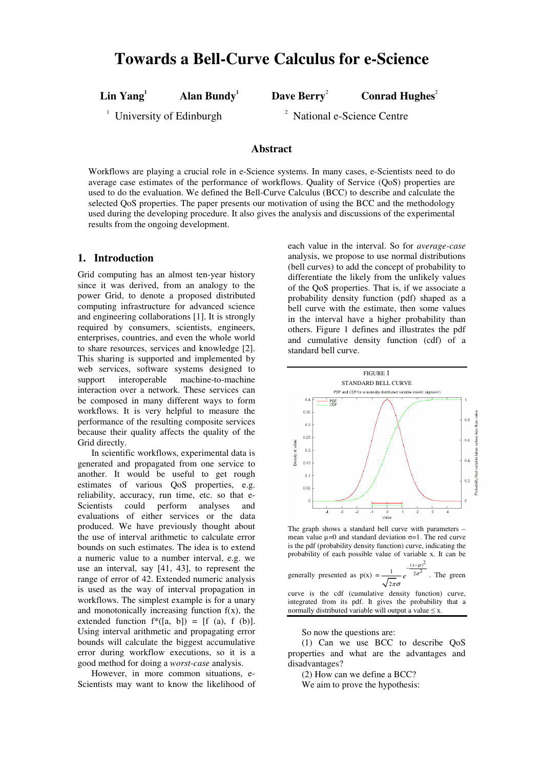# Towards a Bell-Curve Calculus for e-Science

**Lin Yang**[1] **Alan Bundy**[1] **Dave Berry**[2] **Conrad Hughes**[2]

[1] University of Edinburgh [2] National e-Science Centre

## Abstract

Workflows are playing a crucial role in e-Science systems. In many cases, e-Scientists need to do average case estimates of the performance of workflows. Quality of Service (QoS) properties are used to do the evaluation. We defined the Bell-Curve Calculus (BCC) to describe and calculate the selected QoS properties. The paper presents our motivation of using the BCC and the methodology used during the developing procedure. It also gives the analysis and discussions of the experimental results from the ongoing development.

## 1. Introduction

Grid computing has an almost ten-year history since it was derived, from an analogy to the power Grid, to denote a proposed distributed computing infrastructure for advanced science and engineering collaborations [1]. It is strongly required by consumers, scientists, engineers, enterprises, countries, and even the whole world to share resources, services and knowledge [2]. This sharing is supported and implemented by web services, software systems designed to support interoperable machine-to-machine interaction over a network. These services can be composed in many different ways to form workflows. It is very helpful to measure the performance of the resulting composite services because their quality affects the quality of the Grid directly.

In scientific workflows, experimental data is generated and propagated from one service to another. It would be useful to get rough estimates of various QoS properties, e.g. reliability, accuracy, run time, etc. so that e-Scientists could perform analyses and evaluations of either services or the data produced. We have previously thought about the use of interval arithmetic to calculate error bounds on such estimates. The idea is to extend a numeric value to a number interval, e.g. we use an interval, say [41, 43], to represent the range of error of 42. Extended numeric analysis is used as the way of interval propagation in workflows. The simplest example is for a unary and monotonically increasing function f(x), the extended function f*([a, b]) = [f (a), f (b)]. Using interval arithmetic and propagating error bounds will calculate the biggest accumulative error during workflow executions, so it is a good method for doing a *worst-case* analysis.

However, in more common situations, e-Scientists may want to know the likelihood of each value in the interval. So for *average-case* analysis, we propose to use normal distributions (bell curves) to add the concept of probability to differentiate the likely from the unlikely values of the QoS properties. That is, if we associate a probability density function (pdf) shaped as a bell curve with the estimate, then some values in the interval have a higher probability than others. Figure 1 defines and illustrates the pdf and cumulative density function (cdf) of a standard bell curve.

FIGURE 1

STANDARD BELL CURVE

The graph shows a standard bell curve with parameters – mean value μ=0 and standard deviation σ=1. The red curve is the pdf (probability density function) curve, indicating the probability of each possible value of variable x. It can be generally presented as $p(x) = \frac{1}{\sqrt{2\pi}\sigma} e^{-\frac{(x-\mu)^2}{2\sigma^2}}$. The green curve is the cdf (cumulative density function) curve, integrated from its pdf. It gives the probability that a normally distributed variable will output a value ≤ x.

So now the questions are:

(1) Can we use BCC to describe QoS properties and what are the advantages and disadvantages?

(2) How can we define a BCC?

We aim to prove the hypothesis: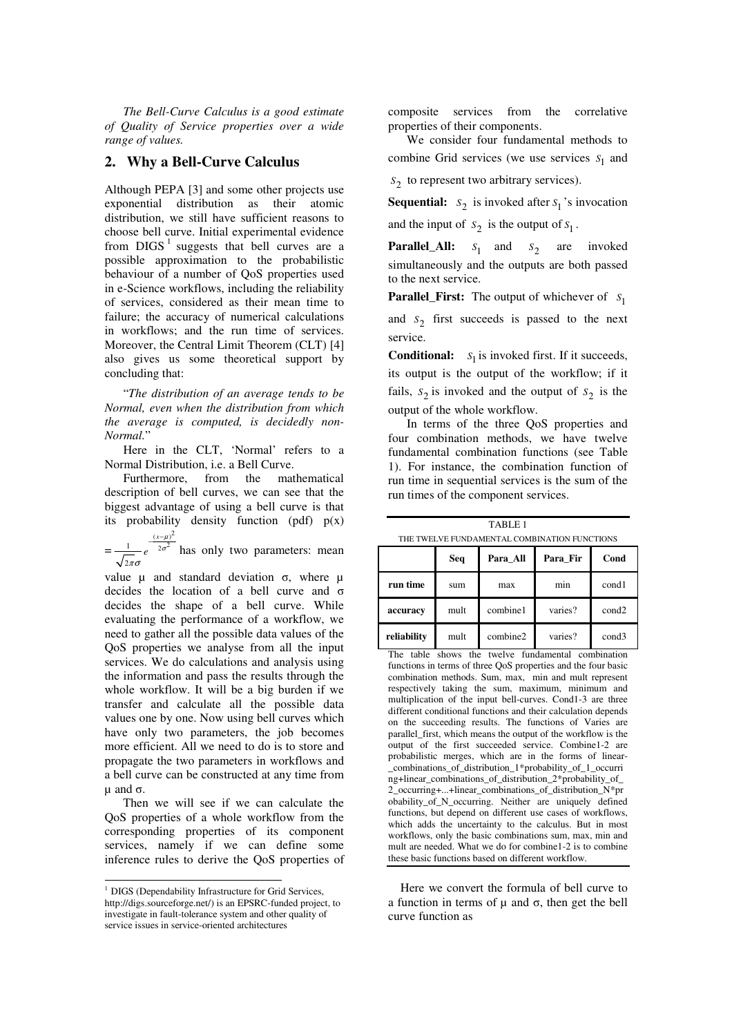*The Bell-Curve Calculus is a good estimate of Quality of Service properties over a wide range of values.*

## 2. Why a Bell-Curve Calculus

Although PEPA [3] and some other projects use exponential distribution as their atomic distribution, we still have sufficient reasons to choose bell curve. Initial experimental evidence from DIGS [1] suggests that bell curves are a possible approximation to the probabilistic behaviour of a number of QoS properties used in e-Science workflows, including the reliability of services, considered as their mean time to failure; the accuracy of numerical calculations in workflows; and the run time of services. Moreover, the Central Limit Theorem (CLT) [4] also gives us some theoretical support by concluding that:

"*The distribution of an average tends to be Normal, even when the distribution from which the average is computed, is decidedly non-Normal.*"

Here in the CLT, 'Normal' refers to a Normal Distribution, i.e. a Bell Curve.

Furthermore, from the mathematical description of bell curves, we can see that the biggest advantage of using a bell curve is that its probability density function (pdf) p(x) $= \frac{1}{\sqrt{2\pi}\sigma} e^{-\frac{(x-\mu)^2}{2\sigma^2}}$ has only two parameters: mean value μ and standard deviation σ, where μ decides the location of a bell curve and σ decides the shape of a bell curve. While evaluating the performance of a workflow, we need to gather all the possible data values of the QoS properties we analyse from all the input services. We do calculations and analysis using the information and pass the results through the whole workflow. It will be a big burden if we transfer and calculate all the possible data values one by one. Now using bell curves which have only two parameters, the job becomes more efficient. All we need to do is to store and propagate the two parameters in workflows and a bell curve can be constructed at any time from μ and σ.

Then we will see if we can calculate the QoS properties of a whole workflow from the corresponding properties of its component services, namely if we can define some inference rules to derive the QoS properties of composite services from the correlative properties of their components.

We consider four fundamental methods to combine Grid services (we use services $s_1$ and $s_2$ to represent two arbitrary services).

**Sequential:** $s_2$ is invoked after $s_1$'s invocation and the input of $s_2$ is the output of $s_1$.

**Parallel_All:** $s_1$ and $s_2$ are invoked simultaneously and the outputs are both passed to the next service.

**Parallel_First:** The output of whichever of $s_1$ and $s_2$ first succeeds is passed to the next service.

**Conditional:** $s_1$ is invoked first. If it succeeds, its output is the output of the workflow; if it fails, $s_2$ is invoked and the output of $s_2$ is the output of the whole workflow.

In terms of the three QoS properties and four combination methods, we have twelve fundamental combination functions (see Table 1). For instance, the combination function of run time in sequential services is the sum of the run times of the component services.

TABLE 1
THE TWELVE FUNDAMENTAL COMBINATION FUNCTIONS

| | Seq | Para_All | Para_Fir | Cond |
|---|---|---|---|---|
| run time | sum | max | min | cond1 |
| accuracy | mult | combine1 | varies? | cond2 |
| reliability | mult | combine2 | varies? | cond3 |

The table shows the twelve fundamental combination functions in terms of three QoS properties and the four basic combination methods. Sum, max, min and mult represent respectively taking the sum, maximum, minimum and multiplication of the input bell-curves. Cond1-3 are three different conditional functions and their calculation depends on the succeeding results. The functions of Varies are parallel_first, which means the output of the workflow is the output of the first succeeded service. Combine1-2 are probabilistic merges, which are in the forms of linear_combinations_of_distribution_1*probability_of_1_occurring+linear_combinations_of_distribution_2*probability_of_2_occurring+...+linear_combinations_of_distribution_N*probability_of_N_occurring. Neither are uniquely defined functions, but depend on different use cases of workflows, which adds the uncertainty to the calculus. But in most workflows, only the basic combinations sum, max, min and mult are needed. What we do for combine1-2 is to combine these basic functions based on different workflow.

Here we convert the formula of bell curve to a function in terms of μ and σ, then get the bell curve function as

[1] DIGS (Dependability Infrastructure for Grid Services, http://digs.sourceforge.net/) is an EPSRC-funded project, to investigate in fault-tolerance system and other quality of service issues in service-oriented architectures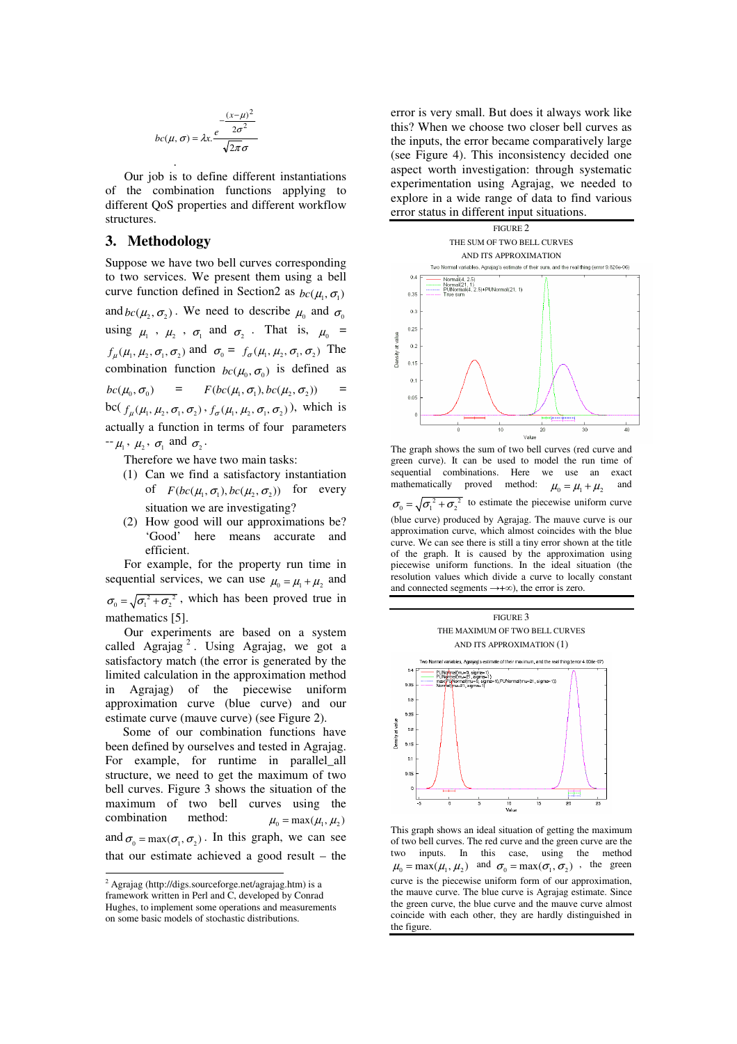$$bc(\mu, \sigma) = \lambda x . \frac{e^{-\frac{(x-\mu)^2}{2\sigma^2}}}{\sqrt{2\pi}\sigma}$$

Our job is to define different instantiations of the combination functions applying to different QoS properties and different workflow structures.

## 3. Methodology

Suppose we have two bell curves corresponding to two services. We present them using a bell curve function defined in Section2 as $bc(\mu_1, \sigma_1)$ and $bc(\mu_2, \sigma_2)$. We need to describe $\mu_0$ and $\sigma_0$ using $\mu_1$, $\mu_2$, $\sigma_1$ and $\sigma_2$. That is, $\mu_0 = f_\mu(\mu_1, \mu_2, \sigma_1, \sigma_2)$ and $\sigma_0 = f_\sigma(\mu_1, \mu_2, \sigma_1, \sigma_2)$ The combination function $bc(\mu_0, \sigma_0)$ is defined as $bc(\mu_0, \sigma_0) = F(bc(\mu_1, \sigma_1), bc(\mu_2, \sigma_2)) =$ bc( $f_\mu(\mu_1, \mu_2, \sigma_1, \sigma_2)$, $f_\sigma(\mu_1, \mu_2, \sigma_1, \sigma_2)$ ), which is actually a function in terms of four parameters -- $\mu_1$, $\mu_2$, $\sigma_1$ and $\sigma_2$.

Therefore we have two main tasks:

(1) Can we find a satisfactory instantiation of $F(bc(\mu_1, \sigma_1), bc(\mu_2, \sigma_2))$ for every situation we are investigating?

(2) How good will our approximations be? 'Good' here means accurate and efficient.

For example, for the property run time in sequential services, we can use $\mu_0 = \mu_1 + \mu_2$ and $\sigma_0 = \sqrt{\sigma_1^2 + \sigma_2^2}$, which has been proved true in mathematics [5].

Our experiments are based on a system called Agrajag [2]. Using Agrajag, we got a satisfactory match (the error is generated by the limited calculation in the approximation method in Agrajag) of the piecewise uniform approximation curve (blue curve) and our estimate curve (mauve curve) (see Figure 2).

Some of our combination functions have been defined by ourselves and tested in Agrajag. For example, for runtime in parallel_all structure, we need to get the maximum of two bell curves. Figure 3 shows the situation of the maximum of two bell curves using the combination method: $\mu_0 = \max(\mu_1, \mu_2)$ and $\sigma_0 = \max(\sigma_1, \sigma_2)$. In this graph, we can see that our estimate achieved a good result – the error is very small. But does it always work like this? When we choose two closer bell curves as the inputs, the error became comparatively large (see Figure 4). This inconsistency decided one aspect worth investigation: through systematic experimentation using Agrajag, we needed to explore in a wide range of data to find various error status in different input situations.

[2] Agrajag (http://digs.sourceforge.net/agrajag.htm) is a framework written in Perl and C, developed by Conrad Hughes, to implement some operations and measurements on some basic models of stochastic distributions.

FIGURE 2
THE SUM OF TWO BELL CURVES
AND ITS APPROXIMATION

The graph shows the sum of two bell curves (red curve and green curve). It can be used to model the run time of sequential combinations. Here we use an exact mathematically proved method: $\mu_0 = \mu_1 + \mu_2$ and $\sigma_0 = \sqrt{\sigma_1^2 + \sigma_2^2}$ to estimate the piecewise uniform curve (blue curve) produced by Agrajag. The mauve curve is our approximation curve, which almost coincides with the blue curve. We can see there is still a tiny error shown at the title of the graph. It is caused by the approximation using piecewise uniform functions. In the ideal situation (the resolution values which divide a curve to locally constant and connected segments $\rightarrow +\infty$), the error is zero.

FIGURE 3
THE MAXIMUM OF TWO BELL CURVES
AND ITS APPROXIMATION (1)

This graph shows an ideal situation of getting the maximum of two bell curves. The red curve and the green curve are the two inputs. In this case, using the method $\mu_0 = \max(\mu_1, \mu_2)$ and $\sigma_0 = \max(\sigma_1, \sigma_2)$, the green curve is the piecewise uniform form of our approximation, the mauve curve. The blue curve is Agrajag estimate. Since the green curve, the blue curve and the mauve curve almost coincide with each other, they are hardly distinguished in the figure.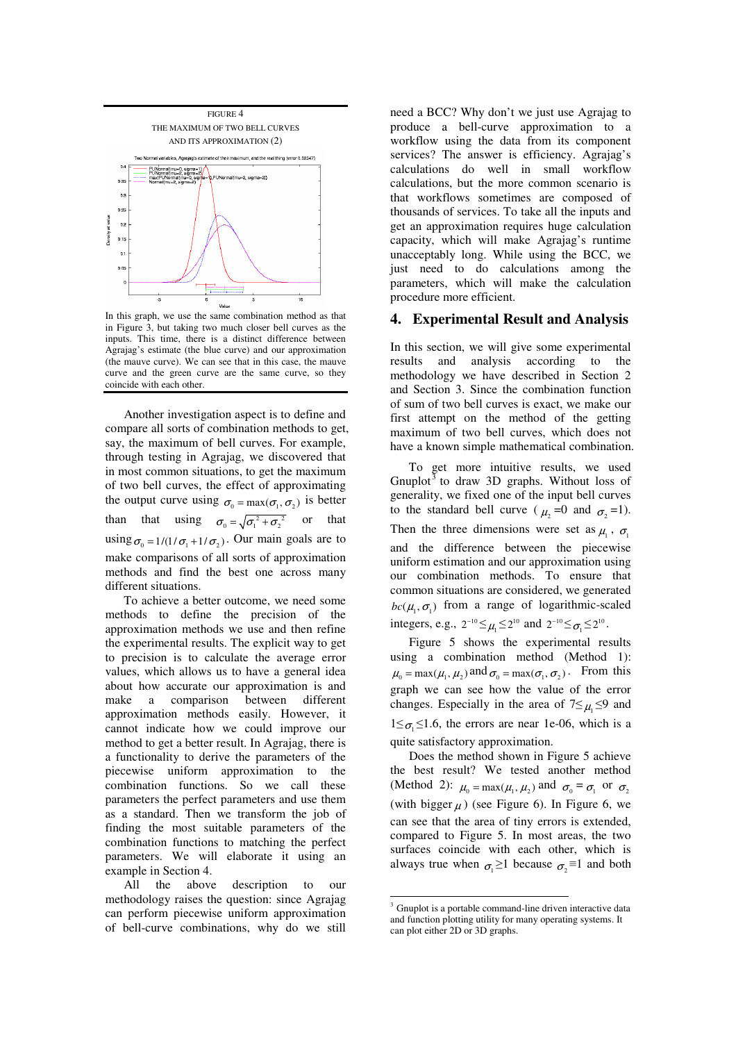FIGURE 4

THE MAXIMUM OF TWO BELL CURVES AND ITS APPROXIMATION (2)

In this graph, we use the same combination method as that in Figure 3, but taking two much closer bell curves as the inputs. This time, there is a distinct difference between Agrajag's estimate (the blue curve) and our approximation (the mauve curve). We can see that in this case, the mauve curve and the green curve are the same curve, so they coincide with each other.

Another investigation aspect is to define and compare all sorts of combination methods to get, say, the maximum of bell curves. For example, through testing in Agrajag, we discovered that in most common situations, to get the maximum of two bell curves, the effect of approximating the output curve using $\sigma_0 = \max(\sigma_1, \sigma_2)$ is better than that using $\sigma_0 = \sqrt{\sigma_1^2 + \sigma_2^2}$ or that using $\sigma_0 = 1/(1/\sigma_1 + 1/\sigma_2)$. Our main goals are to make comparisons of all sorts of approximation methods and find the best one across many different situations.

To achieve a better outcome, we need some methods to define the precision of the approximation methods we use and then refine the experimental results. The explicit way to get to precision is to calculate the average error values, which allows us to have a general idea about how accurate our approximation is and make a comparison between different approximation methods easily. However, it cannot indicate how we could improve our method to get a better result. In Agrajag, there is a functionality to derive the parameters of the piecewise uniform approximation to the combination functions. So we call these parameters the perfect parameters and use them as a standard. Then we transform the job of finding the most suitable parameters of the combination functions to matching the perfect parameters. We will elaborate it using an example in Section 4.

All the above description to our methodology raises the question: since Agrajag can perform piecewise uniform approximation of bell-curve combinations, why do we still need a BCC? Why don't we just use Agrajag to produce a bell-curve approximation to a workflow using the data from its component services? The answer is efficiency. Agrajag's calculations do well in small workflow calculations, but the more common scenario is that workflows sometimes are composed of thousands of services. To take all the inputs and get an approximation requires huge calculation capacity, which will make Agrajag's runtime unacceptably long. While using the BCC, we just need to do calculations among the parameters, which will make the calculation procedure more efficient.

## 4. Experimental Result and Analysis

In this section, we will give some experimental results and analysis according to the methodology we have described in Section 2 and Section 3. Since the combination function of sum of two bell curves is exact, we make our first attempt on the method of the getting maximum of two bell curves, which does not have a known simple mathematical combination.

To get more intuitive results, we used Gnuplot[3] to draw 3D graphs. Without loss of generality, we fixed one of the input bell curves to the standard bell curve ($\mu_2$=0 and $\sigma_2$=1). Then the three dimensions were set as $\mu_1$, $\sigma_1$ and the difference between the piecewise uniform estimation and our approximation using our combination methods. To ensure that common situations are considered, we generated $bc(\mu_1, \sigma_1)$ from a range of logarithmic-scaled integers, e.g., $2^{-10} \le \mu_1 \le 2^{10}$ and $2^{-10} \le \sigma_1 \le 2^{10}$.

Figure 5 shows the experimental results using a combination method (Method 1): $\mu_0 = \max(\mu_1, \mu_2)$ and $\sigma_0 = \max(\sigma_1, \sigma_2)$. From this graph we can see how the value of the error changes. Especially in the area of $7 \le \mu_1 \le 9$ and $1 \le \sigma_1 \le 1.6$, the errors are near 1e-06, which is a quite satisfactory approximation.

Does the method shown in Figure 5 achieve the best result? We tested another method (Method 2): $\mu_0 = \max(\mu_1, \mu_2)$ and $\sigma_0 = \sigma_1$ or $\sigma_2$ (with bigger $\mu$) (see Figure 6). In Figure 6, we can see that the area of tiny errors is extended, compared to Figure 5. In most areas, the two surfaces coincide with each other, which is always true when $\sigma_1 \ge 1$ because $\sigma_2 \equiv 1$ and both

[3] Gnuplot is a portable command-line driven interactive data and function plotting utility for many operating systems. It can plot either 2D or 3D graphs.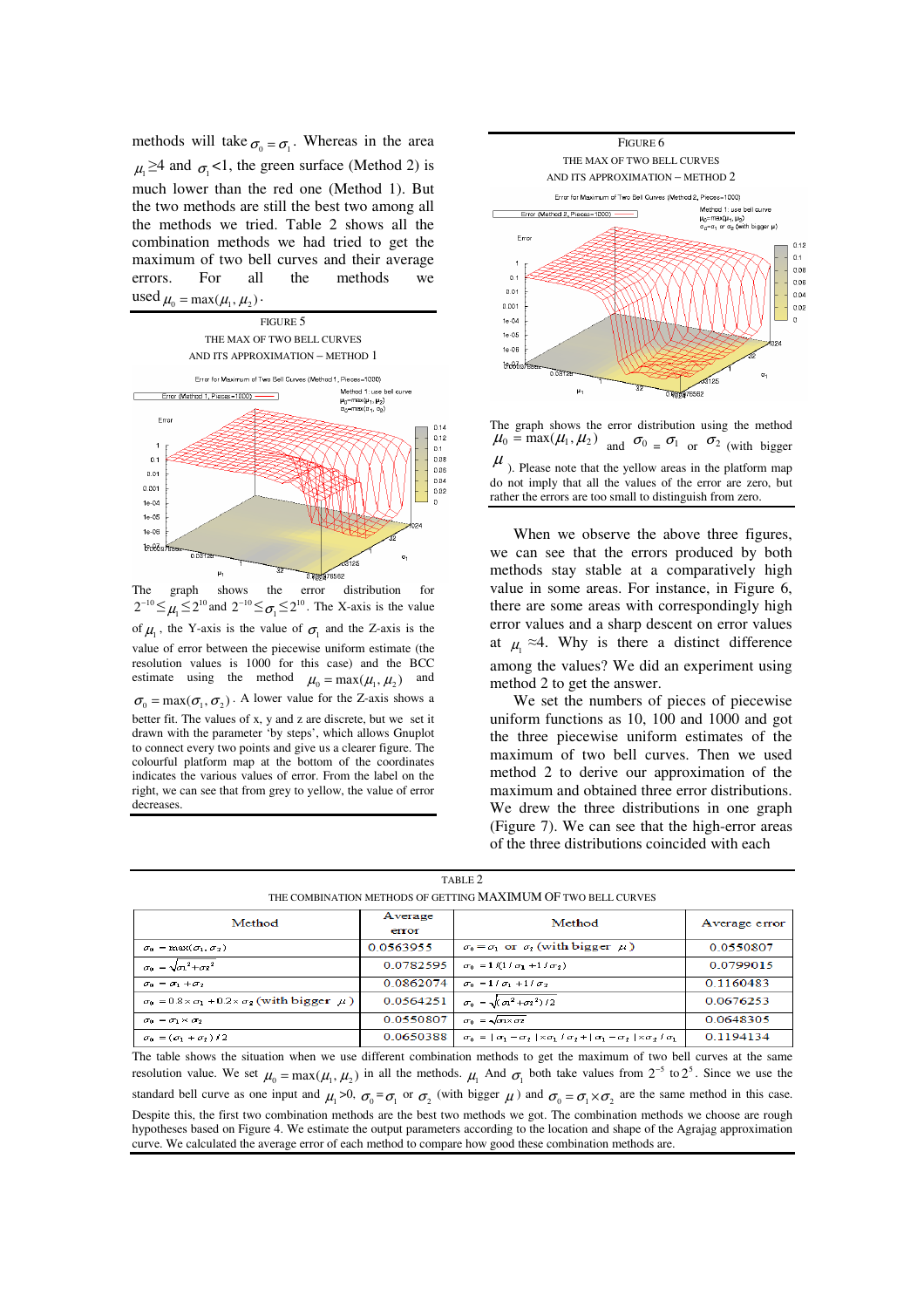methods will take $\sigma_0 = \sigma_1$. Whereas in the area $\mu_1 \geq 4$ and $\sigma_1 < 1$, the green surface (Method 2) is much lower than the red one (Method 1). But the two methods are still the best two among all the methods we tried. Table 2 shows all the combination methods we had tried to get the maximum of two bell curves and their average errors. For all the methods we used $\mu_0 = \max(\mu_1, \mu_2)$.

FIGURE 5
THE MAX OF TWO BELL CURVES
AND ITS APPROXIMATION – METHOD 1

The graph shows the error distribution for $2^{-10} \leq \mu_1 \leq 2^{10}$ and $2^{-10} \leq \sigma_1 \leq 2^{10}$. The X-axis is the value of $\mu_1$, the Y-axis is the value of $\sigma_1$ and the Z-axis is the value of error between the piecewise uniform estimate (the resolution values is 1000 for this case) and the BCC estimate using the method $\mu_0 = \max(\mu_1, \mu_2)$ and $\sigma_0 = \max(\sigma_1, \sigma_2)$. A lower value for the Z-axis shows a better fit. The values of x, y and z are discrete, but we set it drawn with the parameter 'by steps', which allows Gnuplot to connect every two points and give us a clearer figure. The colourful platform map at the bottom of the coordinates indicates the various values of error. From the label on the right, we can see that from grey to yellow, the value of error decreases.

FIGURE 6
THE MAX OF TWO BELL CURVES
AND ITS APPROXIMATION – METHOD 2

The graph shows the error distribution using the method $\mu_0 = \max(\mu_1, \mu_2)$ and $\sigma_0 = \sigma_1$ or $\sigma_2$ (with bigger $\mu$). Please note that the yellow areas in the platform map do not imply that all the values of the error are zero, but rather the errors are too small to distinguish from zero.

When we observe the above three figures, we can see that the errors produced by both methods stay stable at a comparatively high value in some areas. For instance, in Figure 6, there are some areas with correspondingly high error values and a sharp descent on error values at $\mu_1 \approx 4$. Why is there a distinct difference among the values? We did an experiment using method 2 to get the answer.

We set the numbers of pieces of piecewise uniform functions as 10, 100 and 1000 and got the three piecewise uniform estimates of the maximum of two bell curves. Then we used method 2 to derive our approximation of the maximum and obtained three error distributions. We drew the three distributions in one graph (Figure 7). We can see that the high-error areas of the three distributions coincided with each

TABLE 2
THE COMBINATION METHODS OF GETTING MAXIMUM OF TWO BELL CURVES

| Method | Average error | Method | Average error |
|---|---|---|---|
| $\sigma_0 = \max(\sigma_1, \sigma_2)$ | 0.0563955 | $\sigma_0 = \sigma_1$ or $\sigma_2$ (with bigger $\mu$) | 0.0550807 |
| $\sigma_0 = \sqrt{\sigma_1^2 + \sigma_2^2}$ | 0.0782595 | $\sigma_0 = 1/(1/\sigma_1 + 1/\sigma_2)$ | 0.0799015 |
| $\sigma_0 = \sigma_1 + \sigma_2$ | 0.0862074 | $\sigma_0 = 1/\sigma_1 + 1/\sigma_2$ | 0.1160483 |
| $\sigma_0 = 0.8 \times \sigma_1 + 0.2 \times \sigma_2$ (with bigger $\mu$) | 0.0564251 | $\sigma_0 = \sqrt{(\sigma_1^2 + \sigma_2^2)/2}$ | 0.0676253 |
| $\sigma_0 = \sigma_1 \times \sigma_2$ | 0.0550807 | $\sigma_0 = \sqrt{\sigma_1 \times \sigma_2}$ | 0.0648305 |
| $\sigma_0 = (\sigma_1 + \sigma_2)/2$ | 0.0650388 | $\sigma_0 = \lvert \sigma_1 - \sigma_2 \rvert \times \sigma_1 / \sigma_2 + \lvert \sigma_1 - \sigma_2 \rvert \times \sigma_2 / \sigma_1$ | 0.1194134 |

The table shows the situation when we use different combination methods to get the maximum of two bell curves at the same resolution value. We set $\mu_0 = \max(\mu_1, \mu_2)$ in all the methods. $\mu_1$ And $\sigma_1$ both take values from $2^{-5}$ to $2^5$. Since we use the standard bell curve as one input and $\mu_1 > 0$, $\sigma_0 = \sigma_1$ or $\sigma_2$ (with bigger $\mu$) and $\sigma_0 = \sigma_1 \times \sigma_2$ are the same method in this case. Despite this, the first two combination methods are the best two methods we got. The combination methods we choose are rough hypotheses based on Figure 4. We estimate the output parameters according to the location and shape of the Agrajag approximation curve. We calculated the average error of each method to compare how good these combination methods are.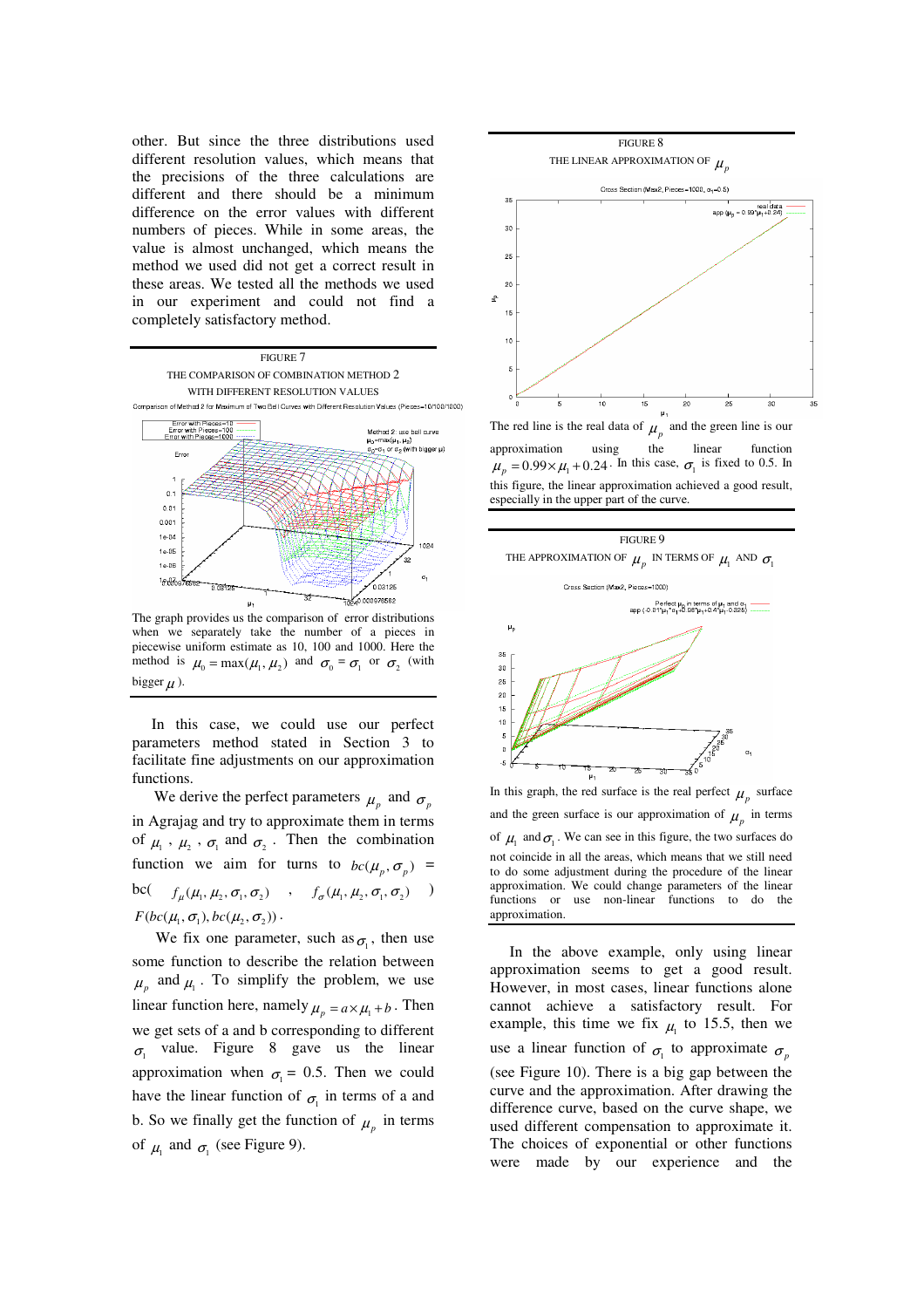other. But since the three distributions used different resolution values, which means that the precisions of the three calculations are different and there should be a minimum difference on the error values with different numbers of pieces. While in some areas, the value is almost unchanged, which means the method we used did not get a correct result in these areas. We tested all the methods we used in our experiment and could not find a completely satisfactory method.

FIGURE 7

THE COMPARISON OF COMBINATION METHOD 2 WITH DIFFERENT RESOLUTION VALUES

The graph provides us the comparison of error distributions when we separately take the number of a pieces in piecewise uniform estimate as 10, 100 and 1000. Here the method is $\mu_0 = \max(\mu_1, \mu_2)$ and $\sigma_0 = \sigma_1$ or $\sigma_2$ (with bigger $\mu$).

In this case, we could use our perfect parameters method stated in Section 3 to facilitate fine adjustments on our approximation functions.

We derive the perfect parameters $\mu_p$ and $\sigma_p$ in Agrajag and try to approximate them in terms of $\mu_1$, $\mu_2$, $\sigma_1$ and $\sigma_2$. Then the combination function we aim for turns to $bc(\mu_p, \sigma_p)$ = bc( $f_\mu(\mu_1, \mu_2, \sigma_1, \sigma_2)$ , $f_\sigma(\mu_1, \mu_2, \sigma_1, \sigma_2)$ ) $F(bc(\mu_1, \sigma_1), bc(\mu_2, \sigma_2))$.

We fix one parameter, such as $\sigma_1$, then use some function to describe the relation between $\mu_p$ and $\mu_1$. To simplify the problem, we use linear function here, namely $\mu_p = a \times \mu_1 + b$. Then we get sets of a and b corresponding to different $\sigma_1$ value. Figure 8 gave us the linear approximation when $\sigma_1$ = 0.5. Then we could have the linear function of $\sigma_1$ in terms of a and b. So we finally get the function of $\mu_p$ in terms of $\mu_1$ and $\sigma_1$ (see Figure 9).

FIGURE 8

THE LINEAR APPROXIMATION OF $\mu_p$

The red line is the real data of $\mu_p$ and the green line is our approximation using the linear function $\mu_p = 0.99 \times \mu_1 + 0.24$. In this case, $\sigma_1$ is fixed to 0.5. In this figure, the linear approximation achieved a good result, especially in the upper part of the curve.

FIGURE 9

THE APPROXIMATION OF $\mu_p$ IN TERMS OF $\mu_1$ AND $\sigma_1$

In this graph, the red surface is the real perfect $\mu_p$ surface and the green surface is our approximation of $\mu_p$ in terms of $\mu_1$ and $\sigma_1$. We can see in this figure, the two surfaces do not coincide in all the areas, which means that we still need to do some adjustment during the procedure of the linear approximation. We could change parameters of the linear functions or use non-linear functions to do the approximation.

In the above example, only using linear approximation seems to get a good result. However, in most cases, linear functions alone cannot achieve a satisfactory result. For example, this time we fix $\mu_1$ to 15.5, then we use a linear function of $\sigma_1$ to approximate $\sigma_p$ (see Figure 10). There is a big gap between the curve and the approximation. After drawing the difference curve, based on the curve shape, we used different compensation to approximate it. The choices of exponential or other functions were made by our experience and the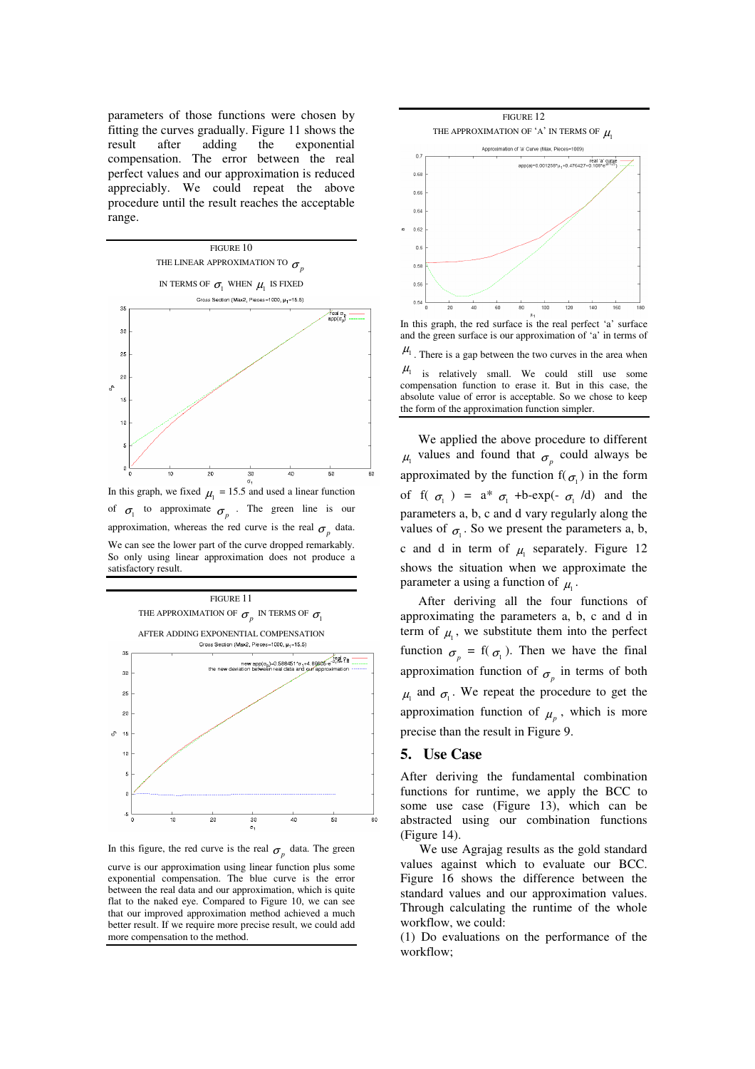parameters of those functions were chosen by fitting the curves gradually. Figure 11 shows the result after adding exponential compensation. The error between the real perfect values and our approximation is reduced appreciably. We could repeat the above procedure until the result reaches the acceptable range.

FIGURE 10

THE LINEAR APPROXIMATION TO $\sigma_p$ IN TERMS OF $\sigma_1$ WHEN $\mu_1$ IS FIXED

In this graph, we fixed $\mu_1$ = 15.5 and used a linear function of $\sigma_1$ to approximate $\sigma_p$. The green line is our approximation, whereas the red curve is the real $\sigma_p$ data. We can see the lower part of the curve dropped remarkably. So only using linear approximation does not produce a satisfactory result.

FIGURE 11

THE APPROXIMATION OF $\sigma_p$ IN TERMS OF $\sigma_1$ AFTER ADDING EXPONENTIAL COMPENSATION

In this figure, the red curve is the real $\sigma_p$ data. The green curve is our approximation using linear function plus some exponential compensation. The blue curve is the error between the real data and our approximation, which is quite flat to the naked eye. Compared to Figure 10, we can see that our improved approximation method achieved a much better result. If we require more precise result, we could add more compensation to the method.

FIGURE 12

THE APPROXIMATION OF 'A' IN TERMS OF $\mu_1$

In this graph, the red surface is the real perfect 'a' surface and the green surface is our approximation of 'a' in terms of $\mu_1$. There is a gap between the two curves in the area when $\mu_1$ is relatively small. We could still use some compensation function to erase it. But in this case, the absolute value of error is acceptable. So we chose to keep the form of the approximation function simpler.

We applied the above procedure to different $\mu_1$ values and found that $\sigma_p$ could always be approximated by the function f($\sigma_1$) in the form of f( $\sigma_1$ ) = a* $\sigma_1$ +b-exp(- $\sigma_1$ /d) and the parameters a, b, c and d vary regularly along the values of $\sigma_1$. So we present the parameters a, b, c and d in term of $\mu_1$ separately. Figure 12 shows the situation when we approximate the parameter a using a function of $\mu_1$.

After deriving all the four functions of approximating the parameters a, b, c and d in term of $\mu_1$, we substitute them into the perfect function $\sigma_p$ = f( $\sigma_1$ ). Then we have the final approximation function of $\sigma_p$ in terms of both $\mu_1$ and $\sigma_1$. We repeat the procedure to get the approximation function of $\mu_p$, which is more precise than the result in Figure 9.

## 5. Use Case

After deriving the fundamental combination functions for runtime, we apply the BCC to some use case (Figure 13), which can be abstracted using our combination functions (Figure 14).

We use Agrajag results as the gold standard values against which to evaluate our BCC. Figure 16 shows the difference between the standard values and our approximation values. Through calculating the runtime of the whole workflow, we could:

(1) Do evaluations on the performance of the workflow;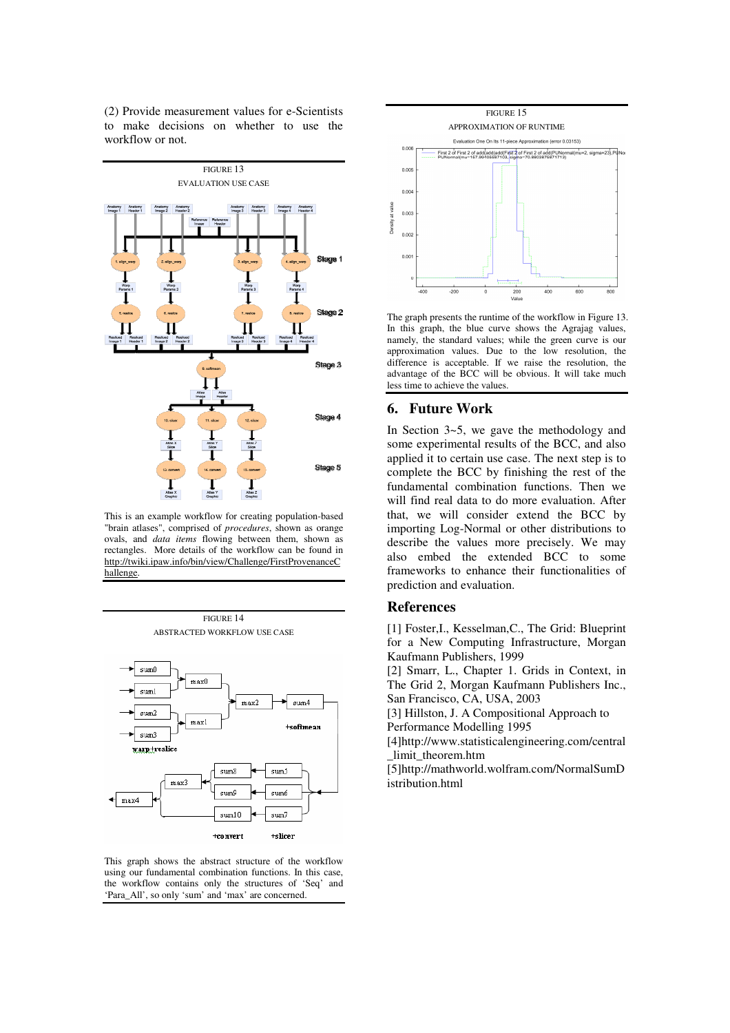(2) Provide measurement values for e-Scientists to make decisions on whether to use the workflow or not.

FIGURE 13

EVALUATION USE CASE

Anatomy Image 1
Anatomy Header 1
Anatomy Image 2
Anatomy Header 2
Reference Image
Reference Header
Anatomy Image 3
Anatomy Header 3
Anatomy Image 4
Anatomy Header 4
1. align_warp
2. align_warp
3. align_warp
4. align_warp
Stage 1
Warp Params 1
Warp Params 2
Warp Params 3
Warp Params 4
5. reslice
6. reslice
7. reslice
8. reslice
Stage 2
Resliced Image 1
Resliced Header 1
Resliced Image 2
Resliced Header 2
Resliced Image 3
Resliced Header 3
Resliced Image 4
Resliced Header 4
9. softmean
Stage 3
Atlas Image
Atlas Header
10. slicer
11. slicer
12. slicer
Stage 4
Atlas X Slice
Atlas Y Slice
Atlas Z Slice
13. convert
14. convert
15. convert
Stage 5
Atlas X Graphic
Atlas Y Graphic
Atlas Z Graphic

This is an example workflow for creating population-based "brain atlases", comprised of *procedures*, shown as orange ovals, and *data items* flowing between them, shown as rectangles. More details of the workflow can be found in http://twiki.ipaw.info/bin/view/Challenge/FirstProvenanceChallenge.

FIGURE 14

ABSTRACTED WORKFLOW USE CASE

sum0
sum1
sum2
sum3
max0
max1
max2
sum4
+softmean
warp+reslice
sum8
sum9
sum10
sum5
sum6
sum7
max3
max4
+convert
+slicer

This graph shows the abstract structure of the workflow using our fundamental combination functions. In this case, the workflow contains only the structures of 'Seq' and 'Para_All', so only 'sum' and 'max' are concerned.

FIGURE 15

APPROXIMATION OF RUNTIME

Evaluation One On Its 11-piece Approximation (error 0.03153)

First 2 of First 2 of add(add(add(First 2 of First 2 of add(PUNormal(mu=2, sigma=23),PUNo
PUNormal(mu=157.99105587103, sigma=70.8903875871712)

Density at value

0.006
0.005
0.004
0.003
0.002
0.001
0

-400
-200
0
200
400
600
800

Value

The graph presents the runtime of the workflow in Figure 13. In this graph, the blue curve shows the Agrajag values, namely, the standard values; while the green curve is our approximation values. Due to the low resolution, the difference is acceptable. If we raise the resolution, the advantage of the BCC will be obvious. It will take much less time to achieve the values.

## 6. Future Work

In Section 3~5, we gave the methodology and some experimental results of the BCC, and also applied it to certain use case. The next step is to complete the BCC by finishing the rest of the fundamental combination functions. Then we will find real data to do more evaluation. After that, we will consider extend the BCC by importing Log-Normal or other distributions to describe the values more precisely. We may also embed the extended BCC to some frameworks to enhance their functionalities of prediction and evaluation.

## References

[1] Foster,I., Kesselman,C., The Grid: Blueprint for a New Computing Infrastructure, Morgan Kaufmann Publishers, 1999

[2] Smarr, L., Chapter 1. Grids in Context, in The Grid 2, Morgan Kaufmann Publishers Inc., San Francisco, CA, USA, 2003

[3] Hillston, J. A Compositional Approach to Performance Modelling 1995

[4]http://www.statisticalengineering.com/central_limit_theorem.htm

[5]http://mathworld.wolfram.com/NormalSumDistribution.html